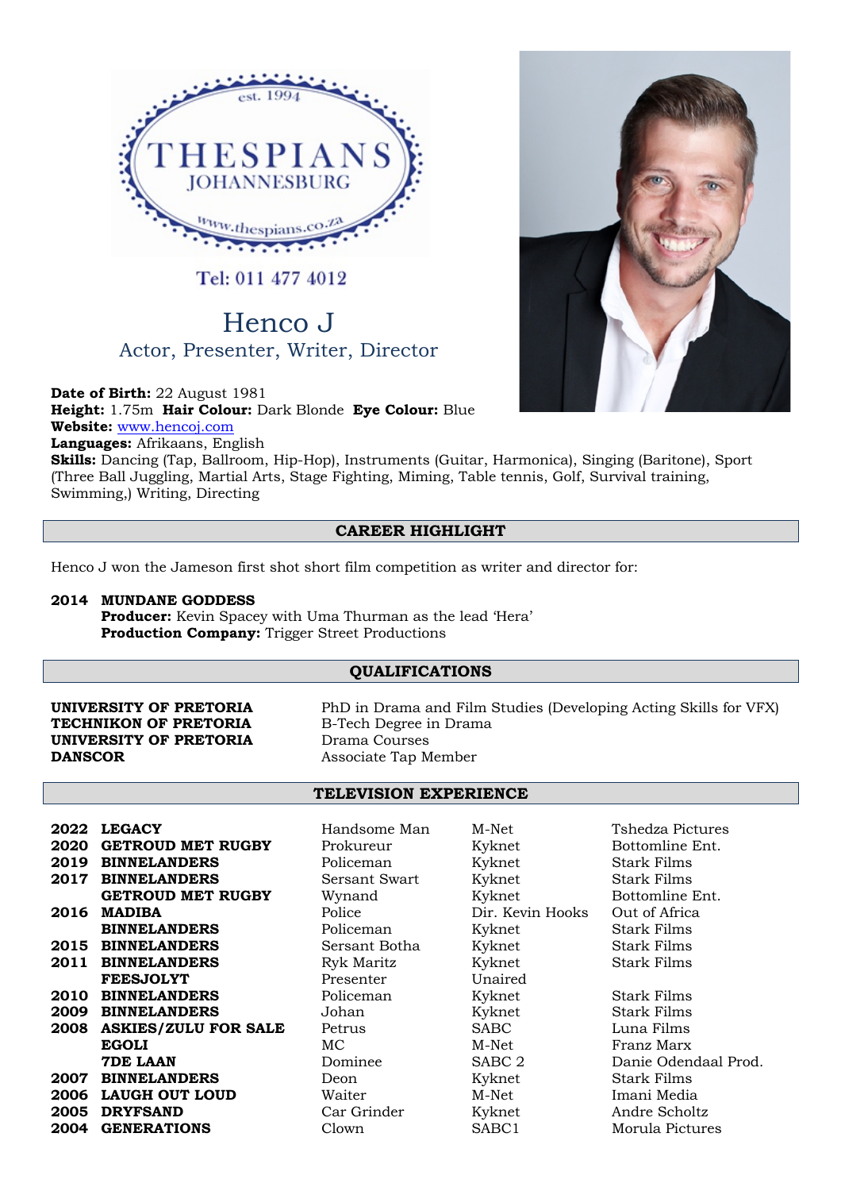THESPIANS JOHANNESBURG
est. 1994
www.thespians.co.za

Tel: 011 477 4012

# Henco J

Actor, Presenter, Writer, Director

**Date of Birth:** 22 August 1981
**Height:** 1.75m **Hair Colour:** Dark Blonde **Eye Colour:** Blue
**Website:** [www.hencoj.com](http://www.hencoj.com)
**Languages:** Afrikaans, English
**Skills:** Dancing (Tap, Ballroom, Hip-Hop), Instruments (Guitar, Harmonica), Singing (Baritone), Sport (Three Ball Juggling, Martial Arts, Stage Fighting, Miming, Table tennis, Golf, Survival training, Swimming,) Writing, Directing

## CAREER HIGHLIGHT

Henco J won the Jameson first shot short film competition as writer and director for:

**2014 MUNDANE GODDESS**
**Producer:** Kevin Spacey with Uma Thurman as the lead 'Hera'
**Production Company:** Trigger Street Productions

## QUALIFICATIONS

| | |
|---|---|
| **UNIVERSITY OF PRETORIA** | PhD in Drama and Film Studies (Developing Acting Skills for VFX) |
| **TECHNIKON OF PRETORIA** | B-Tech Degree in Drama |
| **UNIVERSITY OF PRETORIA** | Drama Courses |
| **DANSCOR** | Associate Tap Member |

## TELEVISION EXPERIENCE

| Year | Production | Role | Channel | Company |
|---|---|---|---|---|
| **2022** | **LEGACY** | Handsome Man | M-Net | Tshedza Pictures |
| **2020** | **GETROUD MET RUGBY** | Prokureur | Kyknet | Bottomline Ent. |
| **2019** | **BINNELANDERS** | Policeman | Kyknet | Stark Films |
| **2017** | **BINNELANDERS** | Sersant Swart | Kyknet | Stark Films |
| | **GETROUD MET RUGBY** | Wynand | Kyknet | Bottomline Ent. |
| **2016** | **MADIBA** | Police | Dir. Kevin Hooks | Out of Africa |
| | **BINNELANDERS** | Policeman | Kyknet | Stark Films |
| **2015** | **BINNELANDERS** | Sersant Botha | Kyknet | Stark Films |
| **2011** | **BINNELANDERS** | Ryk Maritz | Kyknet | Stark Films |
| | **FEESJOLYT** | Presenter | Unaired | |
| **2010** | **BINNELANDERS** | Policeman | Kyknet | Stark Films |
| **2009** | **BINNELANDERS** | Johan | Kyknet | Stark Films |
| **2008** | **ASKIES/ZULU FOR SALE** | Petrus | SABC | Luna Films |
| | **EGOLI** | MC | M-Net | Franz Marx |
| | **7DE LAAN** | Dominee | SABC 2 | Danie Odendaal Prod. |
| **2007** | **BINNELANDERS** | Deon | Kyknet | Stark Films |
| **2006** | **LAUGH OUT LOUD** | Waiter | M-Net | Imani Media |
| **2005** | **DRYFSAND** | Car Grinder | Kyknet | Andre Scholtz |
| **2004** | **GENERATIONS** | Clown | SABC1 | Morula Pictures |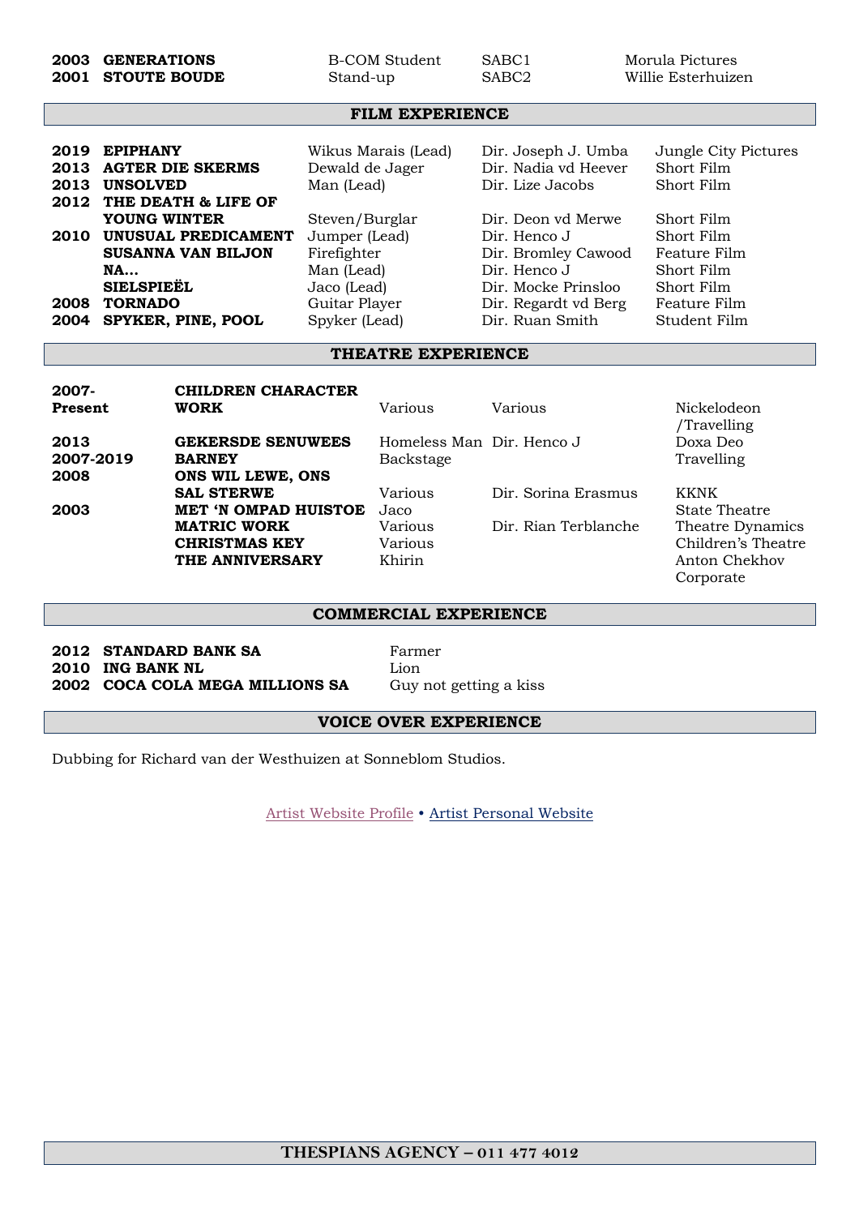| | | | |
|---|---|---|---|
| **2003 GENERATIONS** | B-COM Student | SABC1 | Morula Pictures |
| **2001 STOUTE BOUDE** | Stand-up | SABC2 | Willie Esterhuizen |

## FILM EXPERIENCE

| | | | | |
|---|---|---|---|---|
| **2019** | **EPIPHANY** | Wikus Marais (Lead) | Dir. Joseph J. Umba | Jungle City Pictures |
| **2013** | **AGTER DIE SKERMS** | Dewald de Jager | Dir. Nadia vd Heever | Short Film |
| **2013** | **UNSOLVED** | Man (Lead) | Dir. Lize Jacobs | Short Film |
| **2012** | **THE DEATH & LIFE OF YOUNG WINTER** | Steven/Burglar | Dir. Deon vd Merwe | Short Film |
| **2010** | **UNUSUAL PREDICAMENT** | Jumper (Lead) | Dir. Henco J | Short Film |
| | **SUSANNA VAN BILJON** | Firefighter | Dir. Bromley Cawood | Feature Film |
| | **NA…** | Man (Lead) | Dir. Henco J | Short Film |
| | **SIELSPIEËL** | Jaco (Lead) | Dir. Mocke Prinsloo | Short Film |
| **2008** | **TORNADO** | Guitar Player | Dir. Regardt vd Berg | Feature Film |
| **2004** | **SPYKER, PINE, POOL** | Spyker (Lead) | Dir. Ruan Smith | Student Film |

## THEATRE EXPERIENCE

| | | | | |
|---|---|---|---|---|
| **2007-Present** | **CHILDREN CHARACTER WORK** | Various | Various | Nickelodeon /Travelling |
| **2013** | **GEKERSDE SENUWEES** | Homeless Man | Dir. Henco J | Doxa Deo |
| **2007-2019** | **BARNEY** | Backstage | | Travelling |
| **2008** | **ONS WIL LEWE, ONS SAL STERWE** | Various | Dir. Sorina Erasmus | KKNK |
| **2003** | **MET 'N OMPAD HUISTOE** | Jaco | | State Theatre |
| | **MATRIC WORK** | Various | Dir. Rian Terblanche | Theatre Dynamics |
| | **CHRISTMAS KEY** | Various | | Children's Theatre |
| | **THE ANNIVERSARY** | Khirin | | Anton Chekhov Corporate |

## COMMERCIAL EXPERIENCE

| | | |
|---|---|---|
| **2012** | **STANDARD BANK SA** | Farmer |
| **2010** | **ING BANK NL** | Lion |
| **2002** | **COCA COLA MEGA MILLIONS SA** | Guy not getting a kiss |

## VOICE OVER EXPERIENCE

Dubbing for Richard van der Westhuizen at Sonneblom Studios.

Artist Website Profile • Artist Personal Website

**THESPIANS AGENCY – 011 477 4012**